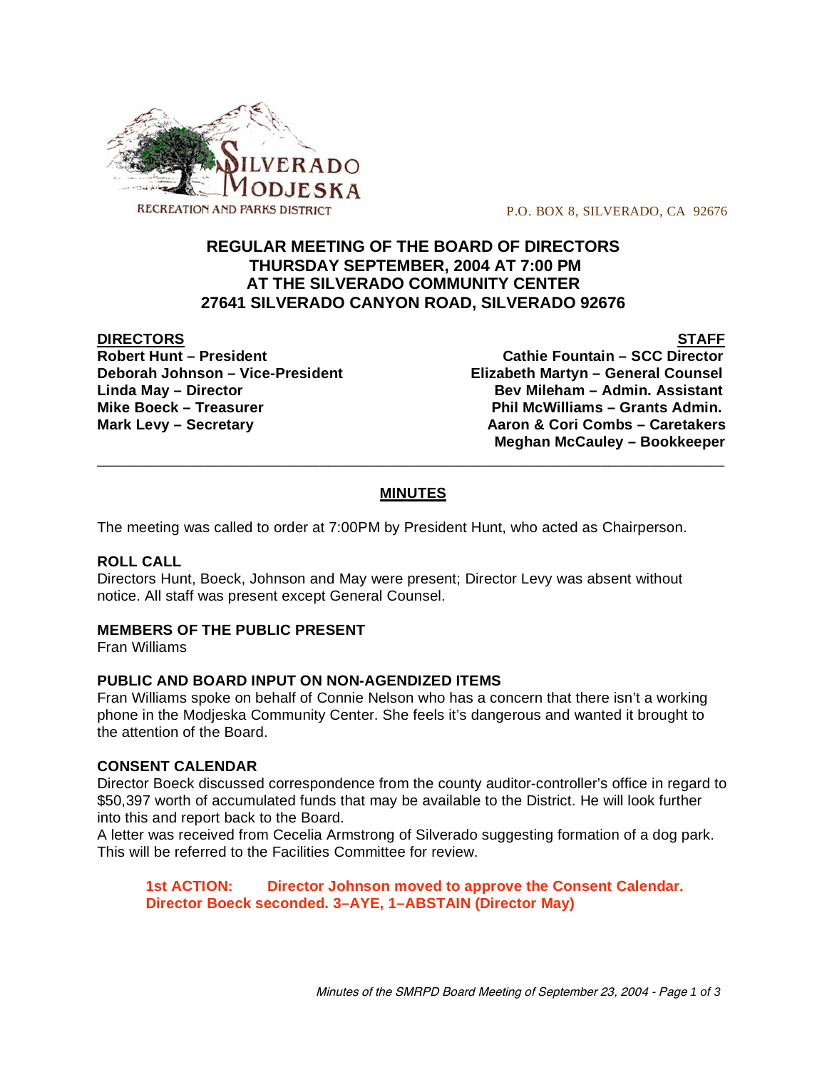SILVERADO MODJESKA RECREATION AND PARKS DISTRICT

P.O. BOX 8, SILVERADO, CA 92676

# REGULAR MEETING OF THE BOARD OF DIRECTORS
# THURSDAY SEPTEMBER, 2004 AT 7:00 PM
# AT THE SILVERADO COMMUNITY CENTER
# 27641 SILVERADO CANYON ROAD, SILVERADO 92676

| **DIRECTORS** | **STAFF** |
|---|---|
| **Robert Hunt – President** | **Cathie Fountain – SCC Director** |
| **Deborah Johnson – Vice-President** | **Elizabeth Martyn – General Counsel** |
| **Linda May – Director** | **Bev Mileham – Admin. Assistant** |
| **Mike Boeck – Treasurer** | **Phil McWilliams – Grants Admin.** |
| **Mark Levy – Secretary** | **Aaron & Cori Combs – Caretakers** |
| | **Meghan McCauley – Bookkeeper** |

---

## MINUTES

The meeting was called to order at 7:00PM by President Hunt, who acted as Chairperson.

### ROLL CALL

Directors Hunt, Boeck, Johnson and May were present; Director Levy was absent without notice. All staff was present except General Counsel.

### MEMBERS OF THE PUBLIC PRESENT

Fran Williams

### PUBLIC AND BOARD INPUT ON NON-AGENDIZED ITEMS

Fran Williams spoke on behalf of Connie Nelson who has a concern that there isn't a working phone in the Modjeska Community Center. She feels it's dangerous and wanted it brought to the attention of the Board.

### CONSENT CALENDAR

Director Boeck discussed correspondence from the county auditor-controller's office in regard to $50,397 worth of accumulated funds that may be available to the District. He will look further into this and report back to the Board.

A letter was received from Cecelia Armstrong of Silverado suggesting formation of a dog park. This will be referred to the Facilities Committee for review.

> **1st ACTION: Director Johnson moved to approve the Consent Calendar. Director Boeck seconded. 3–AYE, 1–ABSTAIN (Director May)**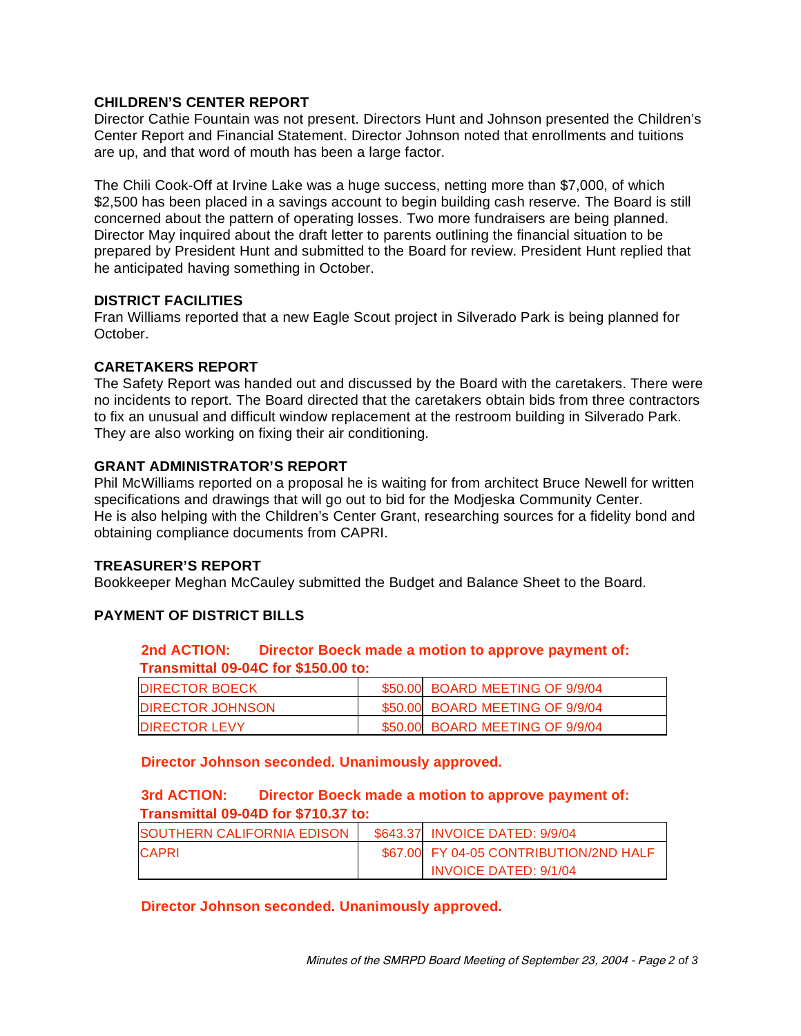### CHILDREN'S CENTER REPORT

Director Cathie Fountain was not present. Directors Hunt and Johnson presented the Children's Center Report and Financial Statement. Director Johnson noted that enrollments and tuitions are up, and that word of mouth has been a large factor.

The Chili Cook-Off at Irvine Lake was a huge success, netting more than $7,000, of which $2,500 has been placed in a savings account to begin building cash reserve. The Board is still concerned about the pattern of operating losses. Two more fundraisers are being planned. Director May inquired about the draft letter to parents outlining the financial situation to be prepared by President Hunt and submitted to the Board for review. President Hunt replied that he anticipated having something in October.

### DISTRICT FACILITIES

Fran Williams reported that a new Eagle Scout project in Silverado Park is being planned for October.

### CARETAKERS REPORT

The Safety Report was handed out and discussed by the Board with the caretakers. There were no incidents to report. The Board directed that the caretakers obtain bids from three contractors to fix an unusual and difficult window replacement at the restroom building in Silverado Park. They are also working on fixing their air conditioning.

### GRANT ADMINISTRATOR'S REPORT

Phil McWilliams reported on a proposal he is waiting for from architect Bruce Newell for written specifications and drawings that will go out to bid for the Modjeska Community Center.
He is also helping with the Children's Center Grant, researching sources for a fidelity bond and obtaining compliance documents from CAPRI.

### TREASURER'S REPORT

Bookkeeper Meghan McCauley submitted the Budget and Balance Sheet to the Board.

### PAYMENT OF DISTRICT BILLS

**2nd ACTION: Director Boeck made a motion to approve payment of:**
**Transmittal 09-04C for $150.00 to:**

| | | |
|---|---|---|
| DIRECTOR BOECK | $50.00 | BOARD MEETING OF 9/9/04 |
| DIRECTOR JOHNSON | $50.00 | BOARD MEETING OF 9/9/04 |
| DIRECTOR LEVY | $50.00 | BOARD MEETING OF 9/9/04 |

**Director Johnson seconded. Unanimously approved.**

**3rd ACTION: Director Boeck made a motion to approve payment of:**
**Transmittal 09-04D for $710.37 to:**

| | | |
|---|---|---|
| SOUTHERN CALIFORNIA EDISON | $643.37 | INVOICE DATED: 9/9/04 |
| CAPRI | $67.00 | FY 04-05 CONTRIBUTION/2ND HALF INVOICE DATED: 9/1/04 |

**Director Johnson seconded. Unanimously approved.**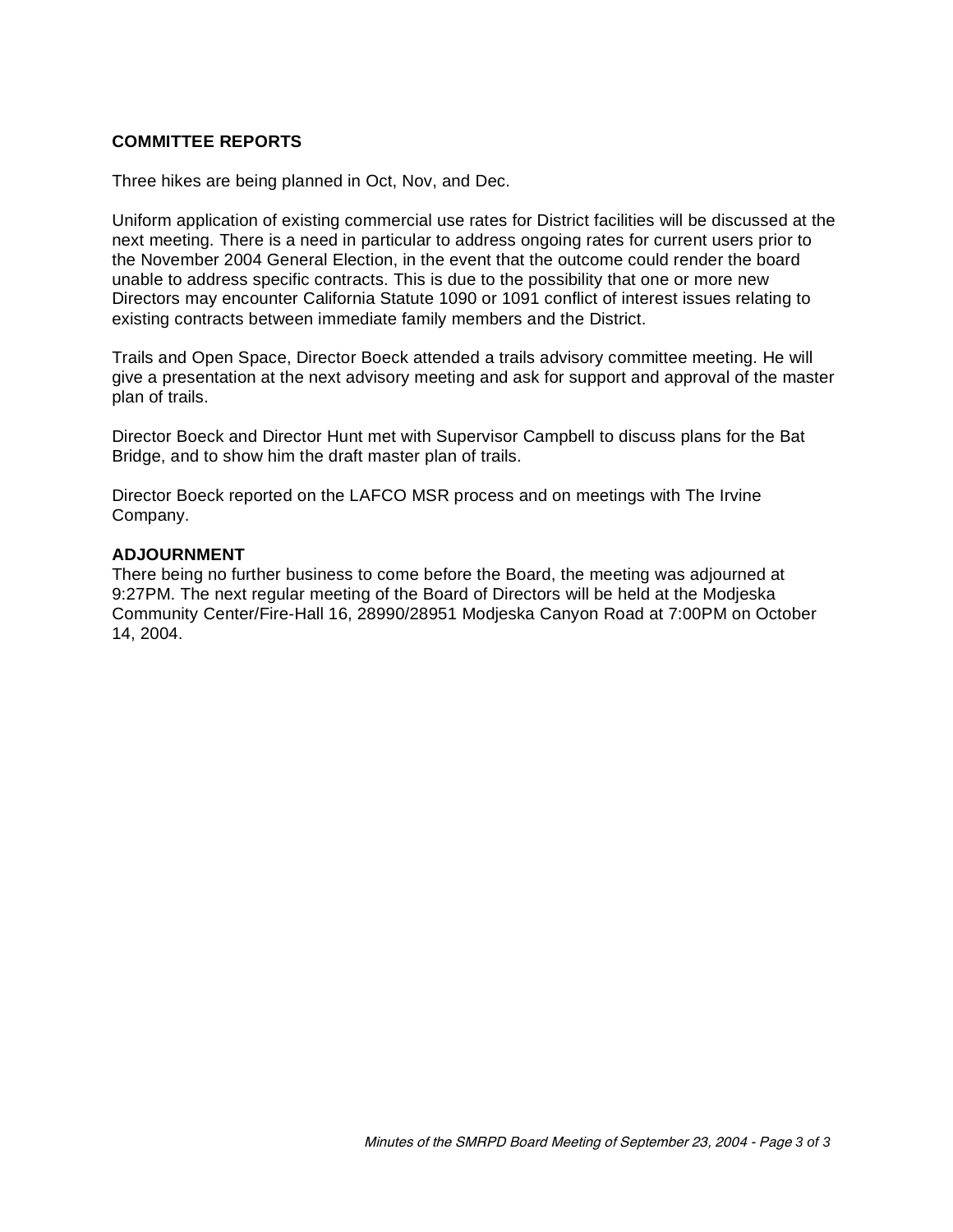## COMMITTEE REPORTS

Three hikes are being planned in Oct, Nov, and Dec.

Uniform application of existing commercial use rates for District facilities will be discussed at the next meeting. There is a need in particular to address ongoing rates for current users prior to the November 2004 General Election, in the event that the outcome could render the board unable to address specific contracts. This is due to the possibility that one or more new Directors may encounter California Statute 1090 or 1091 conflict of interest issues relating to existing contracts between immediate family members and the District.

Trails and Open Space, Director Boeck attended a trails advisory committee meeting. He will give a presentation at the next advisory meeting and ask for support and approval of the master plan of trails.

Director Boeck and Director Hunt met with Supervisor Campbell to discuss plans for the Bat Bridge, and to show him the draft master plan of trails.

Director Boeck reported on the LAFCO MSR process and on meetings with The Irvine Company.

## ADJOURNMENT

There being no further business to come before the Board, the meeting was adjourned at 9:27PM. The next regular meeting of the Board of Directors will be held at the Modjeska Community Center/Fire-Hall 16, 28990/28951 Modjeska Canyon Road at 7:00PM on October 14, 2004.